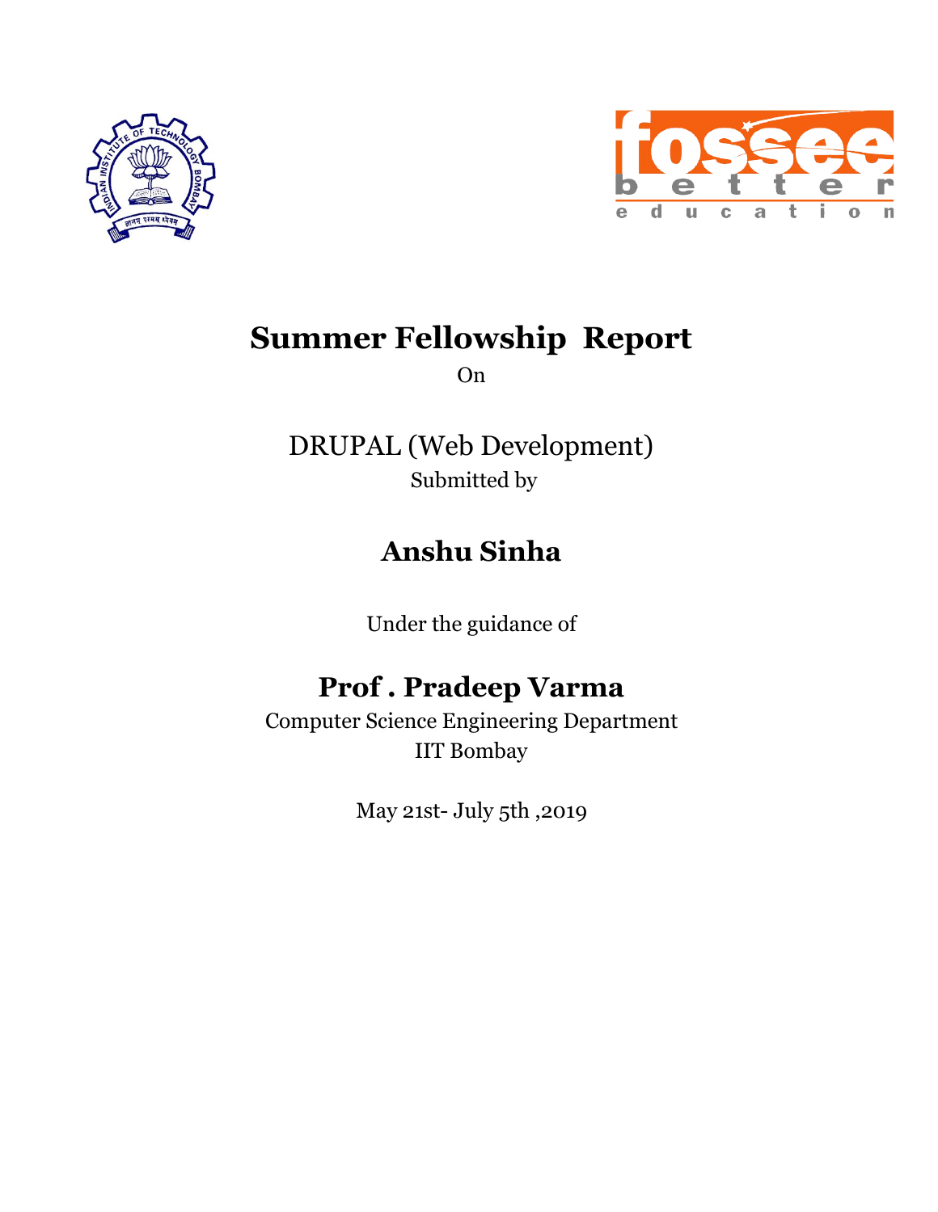# Summer Fellowship Report

On

DRUPAL (Web Development)

Submitted by

## Anshu Sinha

Under the guidance of

## Prof . Pradeep Varma

Computer Science Engineering Department

IIT Bombay

May 21st- July 5th ,2019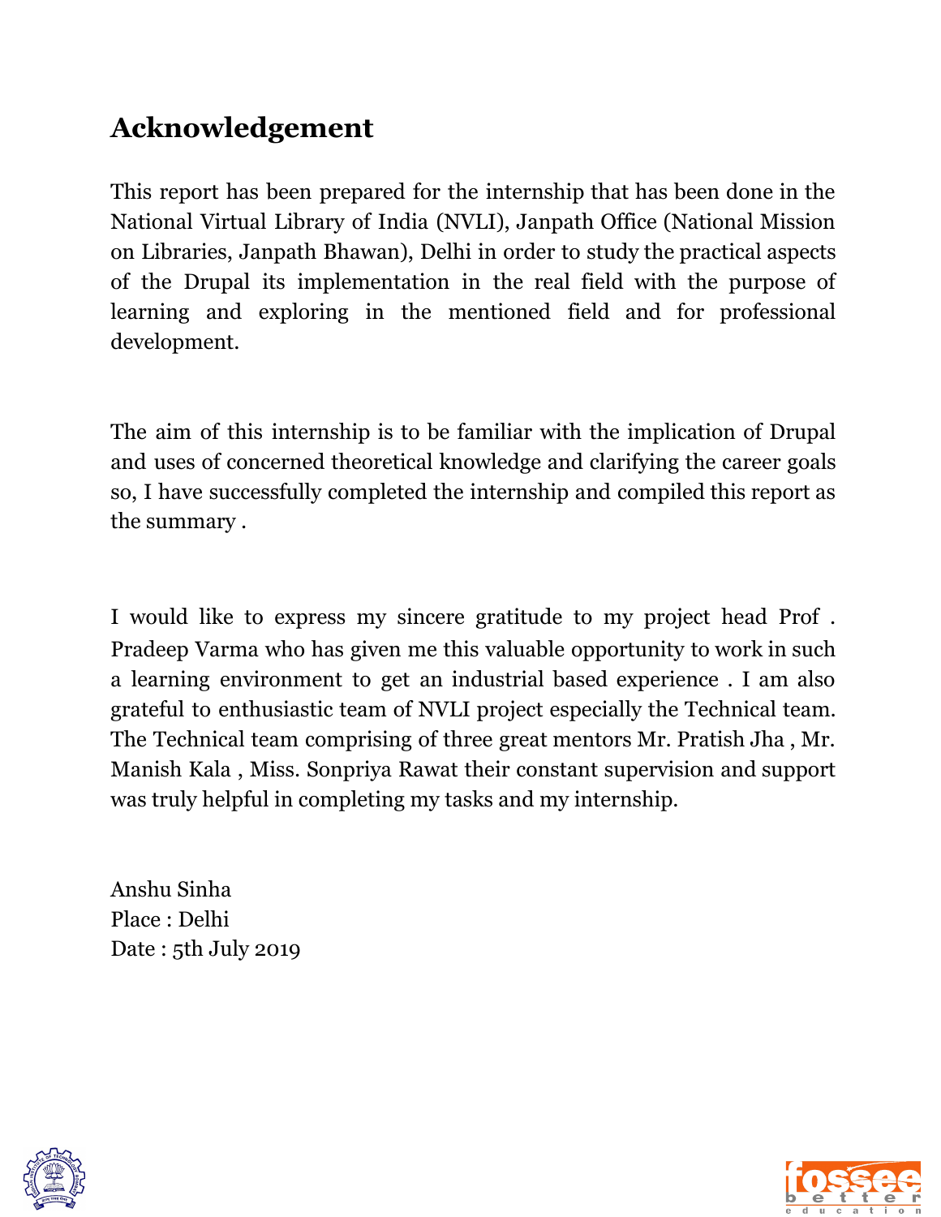# Acknowledgement

This report has been prepared for the internship that has been done in the National Virtual Library of India (NVLI), Janpath Office (National Mission on Libraries, Janpath Bhawan), Delhi in order to study the practical aspects of the Drupal its implementation in the real field with the purpose of learning and exploring in the mentioned field and for professional development.

The aim of this internship is to be familiar with the implication of Drupal and uses of concerned theoretical knowledge and clarifying the career goals so, I have successfully completed the internship and compiled this report as the summary .

I would like to express my sincere gratitude to my project head Prof . Pradeep Varma who has given me this valuable opportunity to work in such a learning environment to get an industrial based experience . I am also grateful to enthusiastic team of NVLI project especially the Technical team. The Technical team comprising of three great mentors Mr. Pratish Jha , Mr. Manish Kala , Miss. Sonpriya Rawat their constant supervision and support was truly helpful in completing my tasks and my internship.

Anshu Sinha
Place : Delhi
Date : 5th July 2019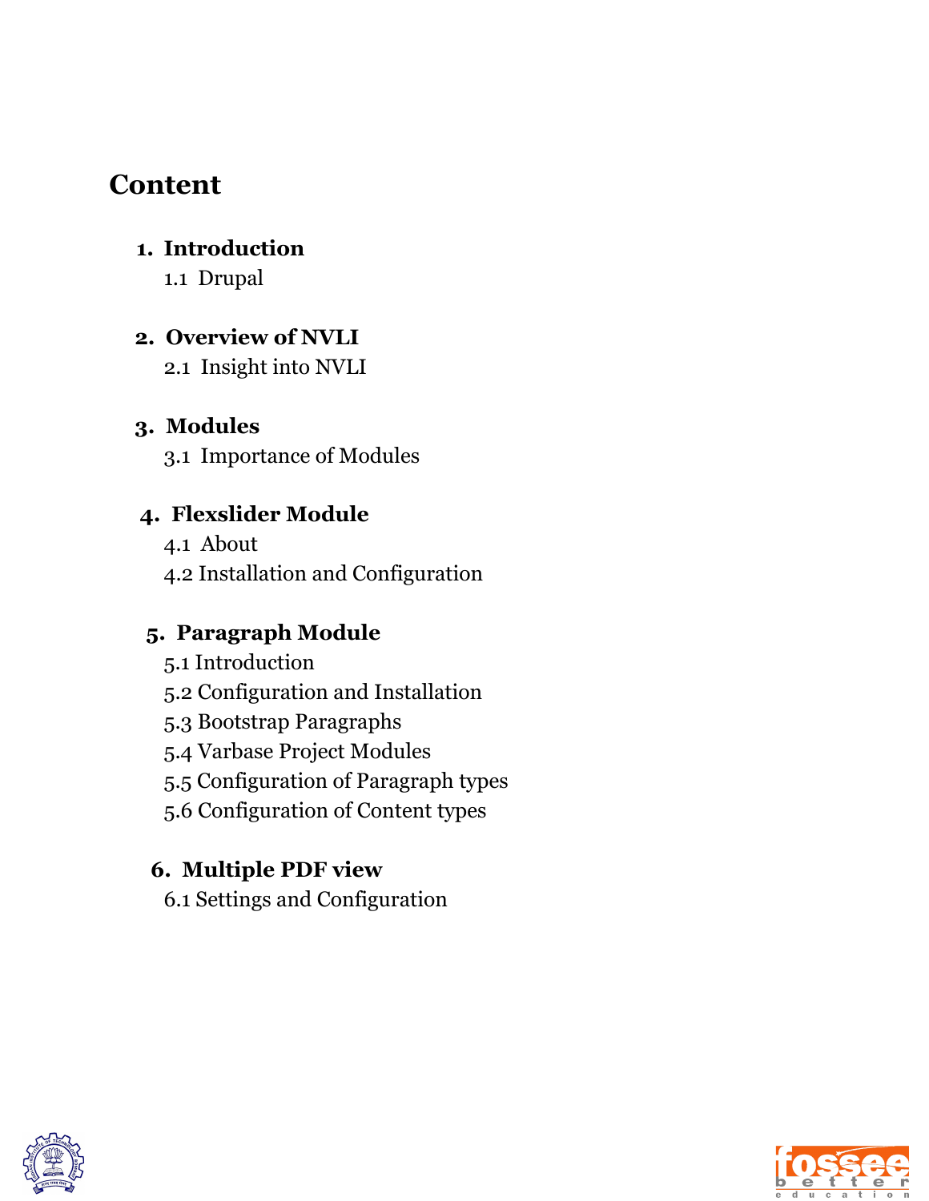# Content

1. **Introduction**
   - 1.1 Drupal

2. **Overview of NVLI**
   - 2.1 Insight into NVLI

3. **Modules**
   - 3.1 Importance of Modules

4. **Flexslider Module**
   - 4.1 About
   - 4.2 Installation and Configuration

5. **Paragraph Module**
   - 5.1 Introduction
   - 5.2 Configuration and Installation
   - 5.3 Bootstrap Paragraphs
   - 5.4 Varbase Project Modules
   - 5.5 Configuration of Paragraph types
   - 5.6 Configuration of Content types

6. **Multiple PDF view**
   - 6.1 Settings and Configuration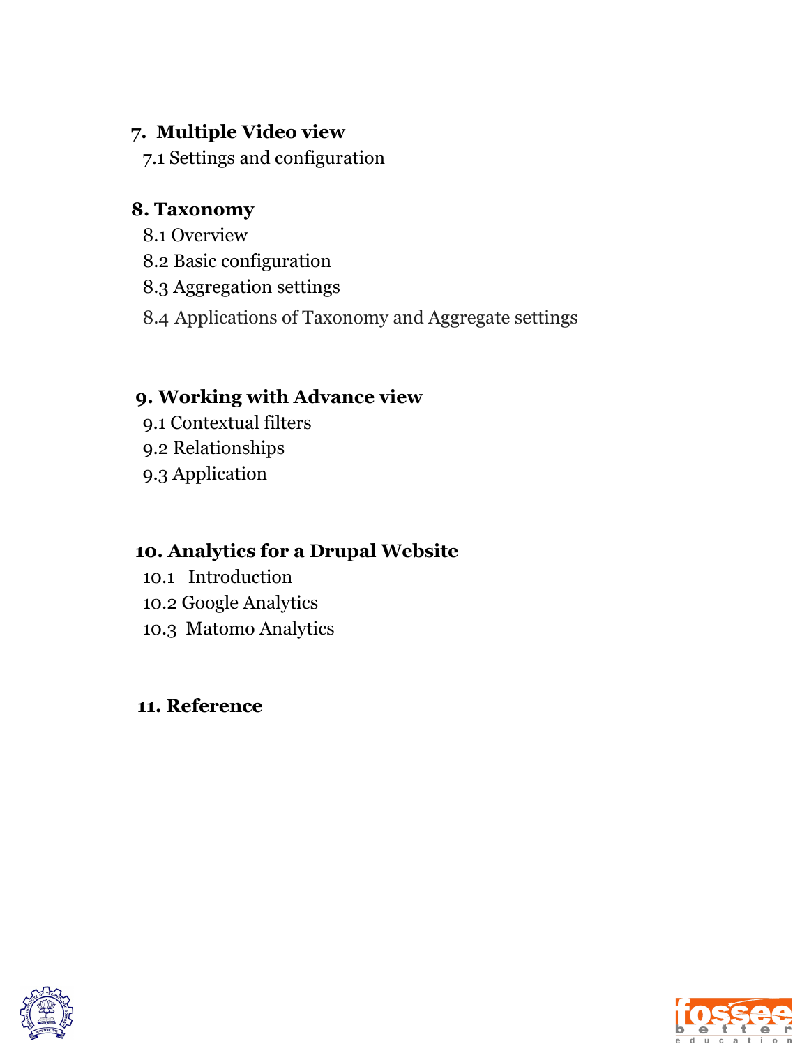**7. Multiple Video view**

7.1 Settings and configuration

**8. Taxonomy**

8.1 Overview

8.2 Basic configuration

8.3 Aggregation settings

8.4 Applications of Taxonomy and Aggregate settings

**9. Working with Advance view**

9.1 Contextual filters

9.2 Relationships

9.3 Application

**10. Analytics for a Drupal Website**

10.1 Introduction

10.2 Google Analytics

10.3 Matomo Analytics

**11. Reference**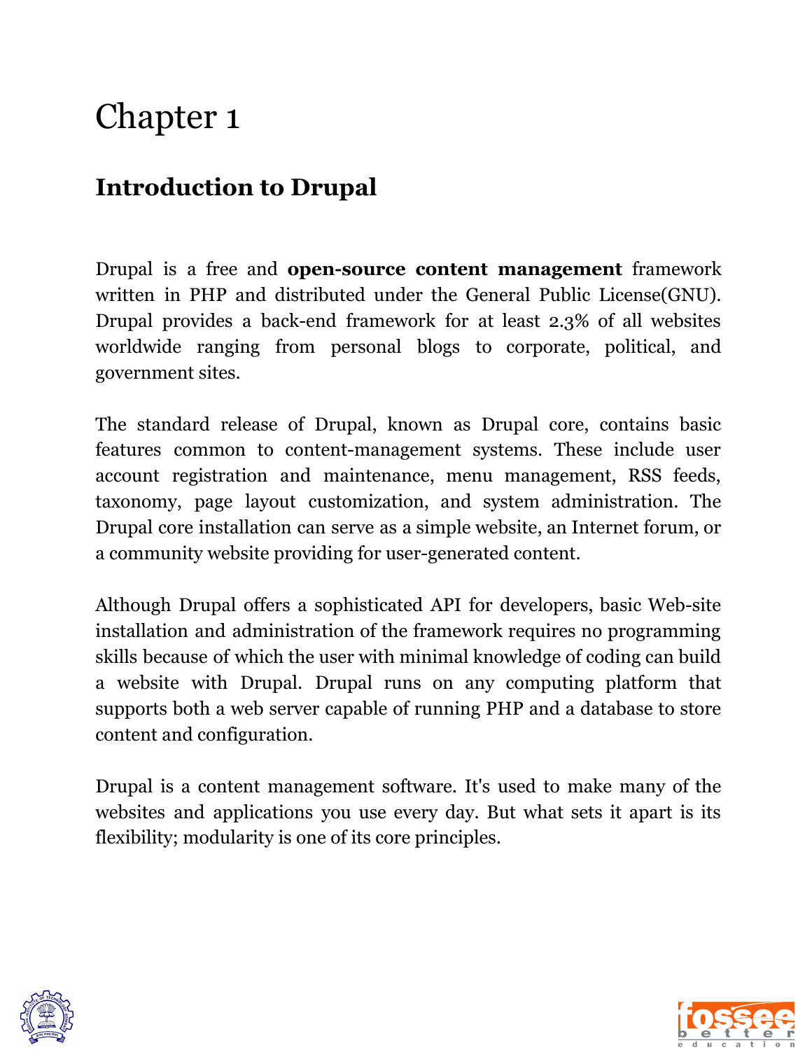# Chapter 1

## Introduction to Drupal

Drupal is a free and **open-source content management** framework written in PHP and distributed under the General Public License(GNU). Drupal provides a back-end framework for at least 2.3% of all websites worldwide ranging from personal blogs to corporate, political, and government sites.

The standard release of Drupal, known as Drupal core, contains basic features common to content-management systems. These include user account registration and maintenance, menu management, RSS feeds, taxonomy, page layout customization, and system administration. The Drupal core installation can serve as a simple website, an Internet forum, or a community website providing for user-generated content.

Although Drupal offers a sophisticated API for developers, basic Web-site installation and administration of the framework requires no programming skills because of which the user with minimal knowledge of coding can build a website with Drupal. Drupal runs on any computing platform that supports both a web server capable of running PHP and a database to store content and configuration.

Drupal is a content management software. It's used to make many of the websites and applications you use every day. But what sets it apart is its flexibility; modularity is one of its core principles.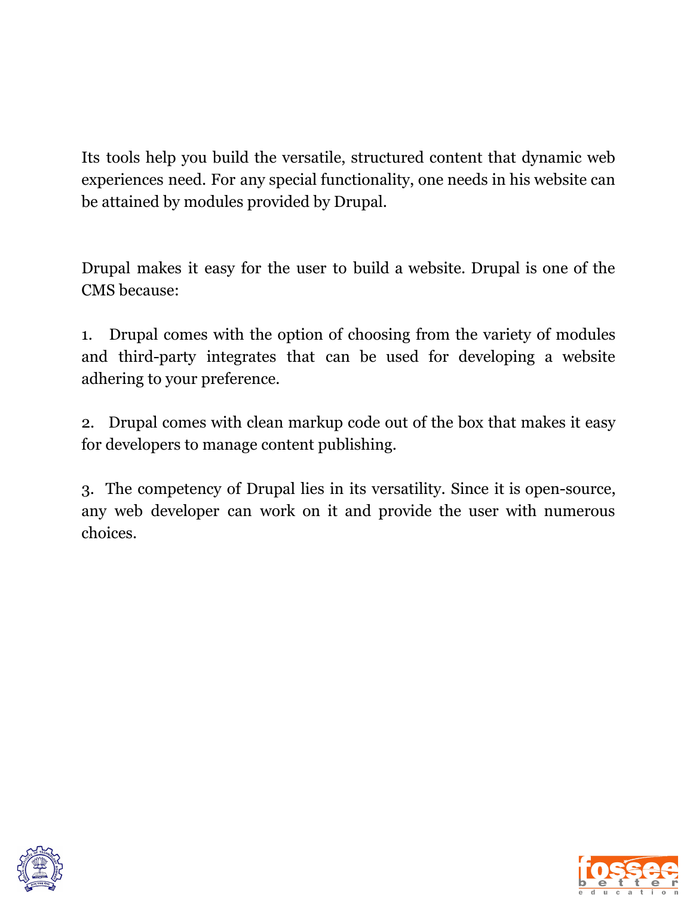Its tools help you build the versatile, structured content that dynamic web experiences need. For any special functionality, one needs in his website can be attained by modules provided by Drupal.

Drupal makes it easy for the user to build a website. Drupal is one of the CMS because:

1. Drupal comes with the option of choosing from the variety of modules and third-party integrates that can be used for developing a website adhering to your preference.

2. Drupal comes with clean markup code out of the box that makes it easy for developers to manage content publishing.

3. The competency of Drupal lies in its versatility. Since it is open-source, any web developer can work on it and provide the user with numerous choices.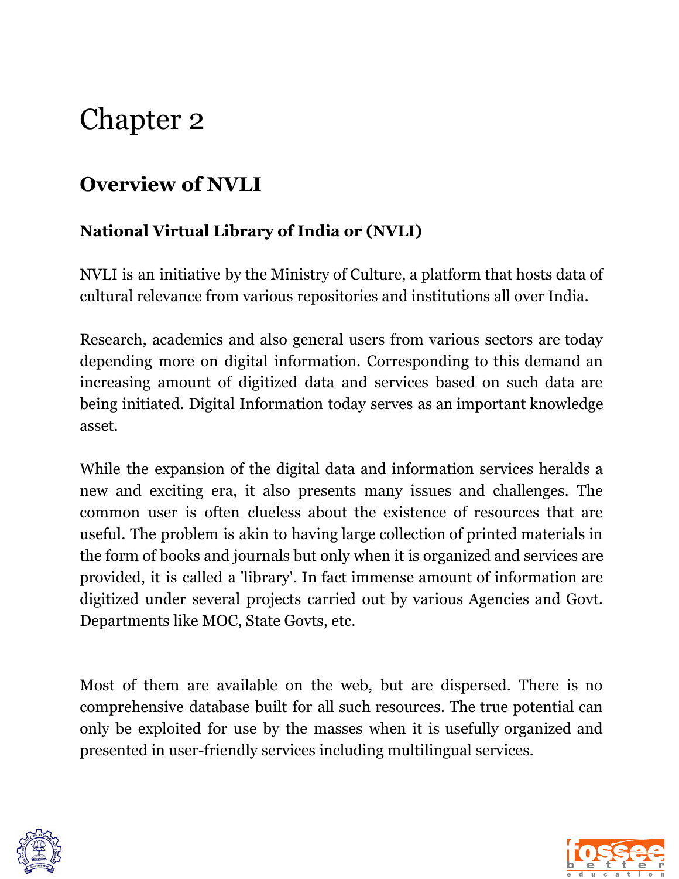# Chapter 2

## Overview of NVLI

### National Virtual Library of India or (NVLI)

NVLI is an initiative by the Ministry of Culture, a platform that hosts data of cultural relevance from various repositories and institutions all over India.

Research, academics and also general users from various sectors are today depending more on digital information. Corresponding to this demand an increasing amount of digitized data and services based on such data are being initiated. Digital Information today serves as an important knowledge asset.

While the expansion of the digital data and information services heralds a new and exciting era, it also presents many issues and challenges. The common user is often clueless about the existence of resources that are useful. The problem is akin to having large collection of printed materials in the form of books and journals but only when it is organized and services are provided, it is called a 'library'. In fact immense amount of information are digitized under several projects carried out by various Agencies and Govt. Departments like MOC, State Govts, etc.

Most of them are available on the web, but are dispersed. There is no comprehensive database built for all such resources. The true potential can only be exploited for use by the masses when it is usefully organized and presented in user-friendly services including multilingual services.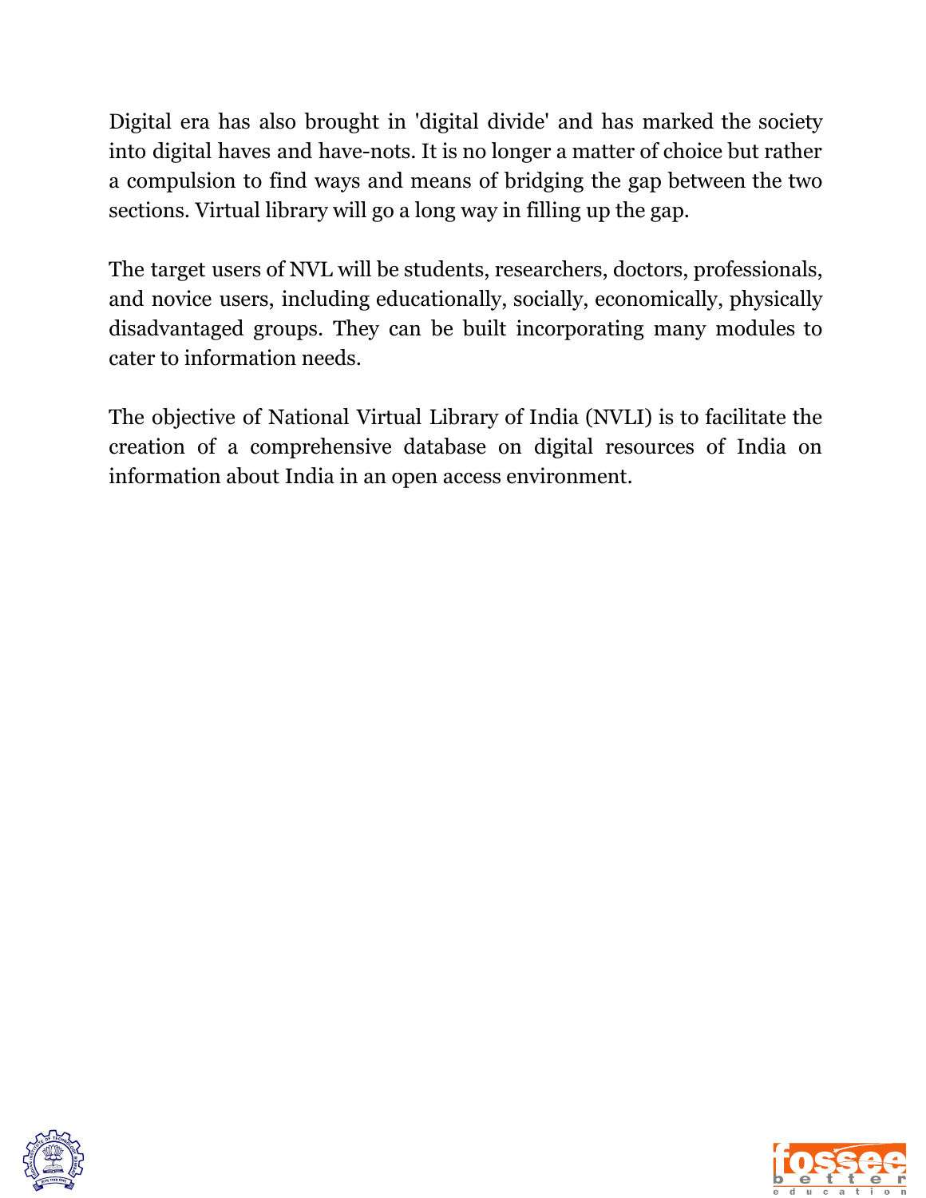Digital era has also brought in 'digital divide' and has marked the society into digital haves and have-nots. It is no longer a matter of choice but rather a compulsion to find ways and means of bridging the gap between the two sections. Virtual library will go a long way in filling up the gap.

The target users of NVL will be students, researchers, doctors, professionals, and novice users, including educationally, socially, economically, physically disadvantaged groups. They can be built incorporating many modules to cater to information needs.

The objective of National Virtual Library of India (NVLI) is to facilitate the creation of a comprehensive database on digital resources of India on information about India in an open access environment.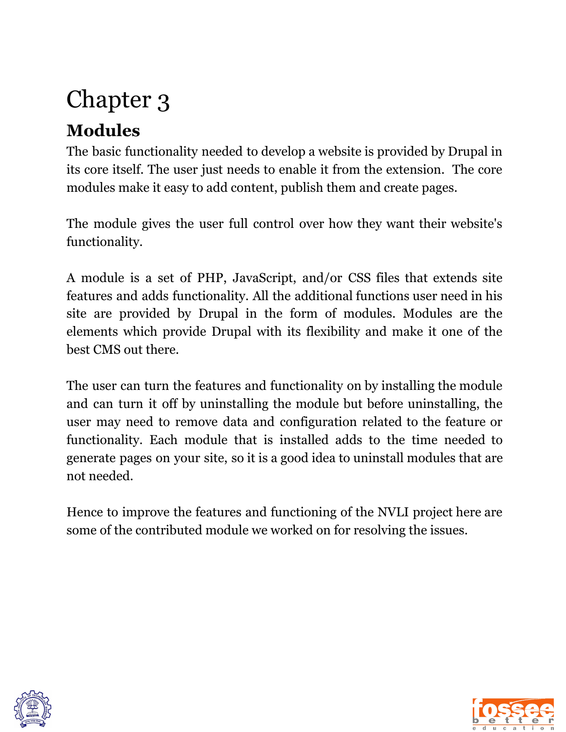# Chapter 3

## Modules

The basic functionality needed to develop a website is provided by Drupal in its core itself. The user just needs to enable it from the extension.  The core modules make it easy to add content, publish them and create pages.

The module gives the user full control over how they want their website's functionality.

A module is a set of PHP, JavaScript, and/or CSS files that extends site features and adds functionality. All the additional functions user need in his site are provided by Drupal in the form of modules. Modules are the elements which provide Drupal with its flexibility and make it one of the best CMS out there.

The user can turn the features and functionality on by installing the module and can turn it off by uninstalling the module but before uninstalling, the user may need to remove data and configuration related to the feature or functionality. Each module that is installed adds to the time needed to generate pages on your site, so it is a good idea to uninstall modules that are not needed.

Hence to improve the features and functioning of the NVLI project here are some of the contributed module we worked on for resolving the issues.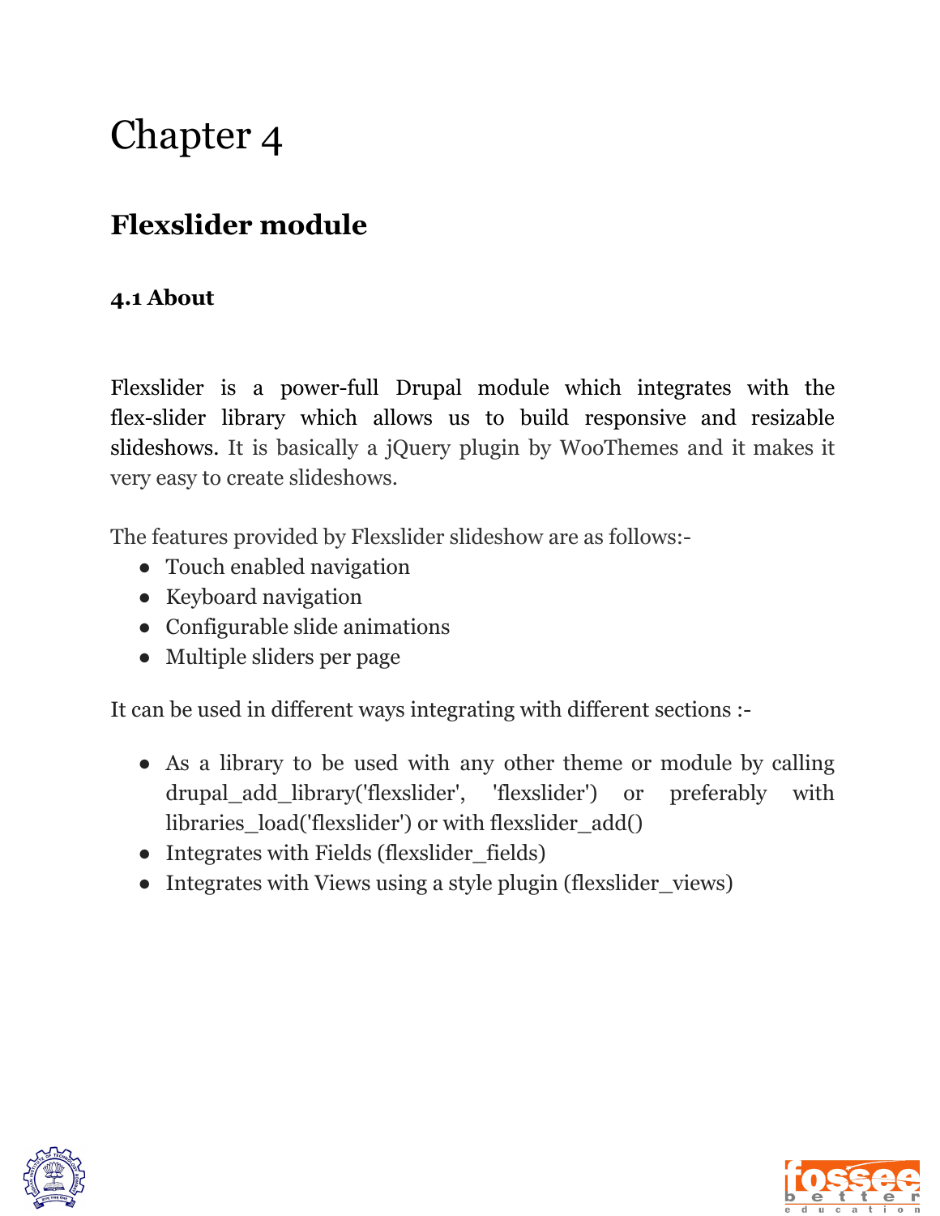# Chapter 4

## Flexslider module

### 4.1 About

Flexslider is a power-full Drupal module which integrates with the flex-slider library which allows us to build responsive and resizable slideshows. It is basically a jQuery plugin by WooThemes and it makes it very easy to create slideshows.

The features provided by Flexslider slideshow are as follows:-

- Touch enabled navigation
- Keyboard navigation
- Configurable slide animations
- Multiple sliders per page

It can be used in different ways integrating with different sections :-

- As a library to be used with any other theme or module by calling drupal_add_library('flexslider', 'flexslider') or preferably with libraries_load('flexslider') or with flexslider_add()
- Integrates with Fields (flexslider_fields)
- Integrates with Views using a style plugin (flexslider_views)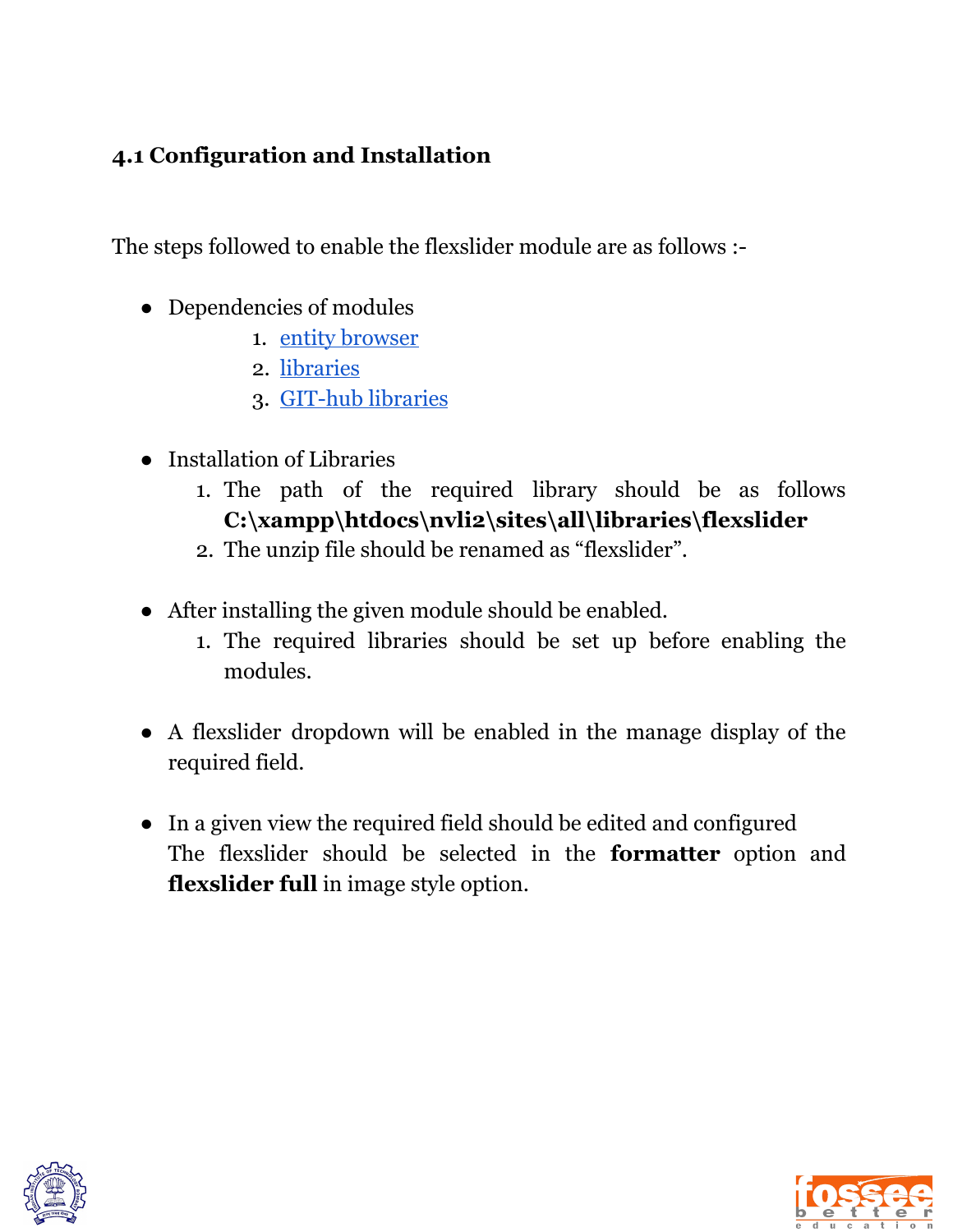### 4.1 Configuration and Installation

The steps followed to enable the flexslider module are as follows :-

- Dependencies of modules
    1. entity browser
    2. libraries
    3. GIT-hub libraries

- Installation of Libraries
    1. The path of the required library should be as follows **C:\xampp\htdocs\nvli2\sites\all\libraries\flexslider**
    2. The unzip file should be renamed as “flexslider”.

- After installing the given module should be enabled.
    1. The required libraries should be set up before enabling the modules.

- A flexslider dropdown will be enabled in the manage display of the required field.

- In a given view the required field should be edited and configured
  The flexslider should be selected in the **formatter** option and **flexslider full** in image style option.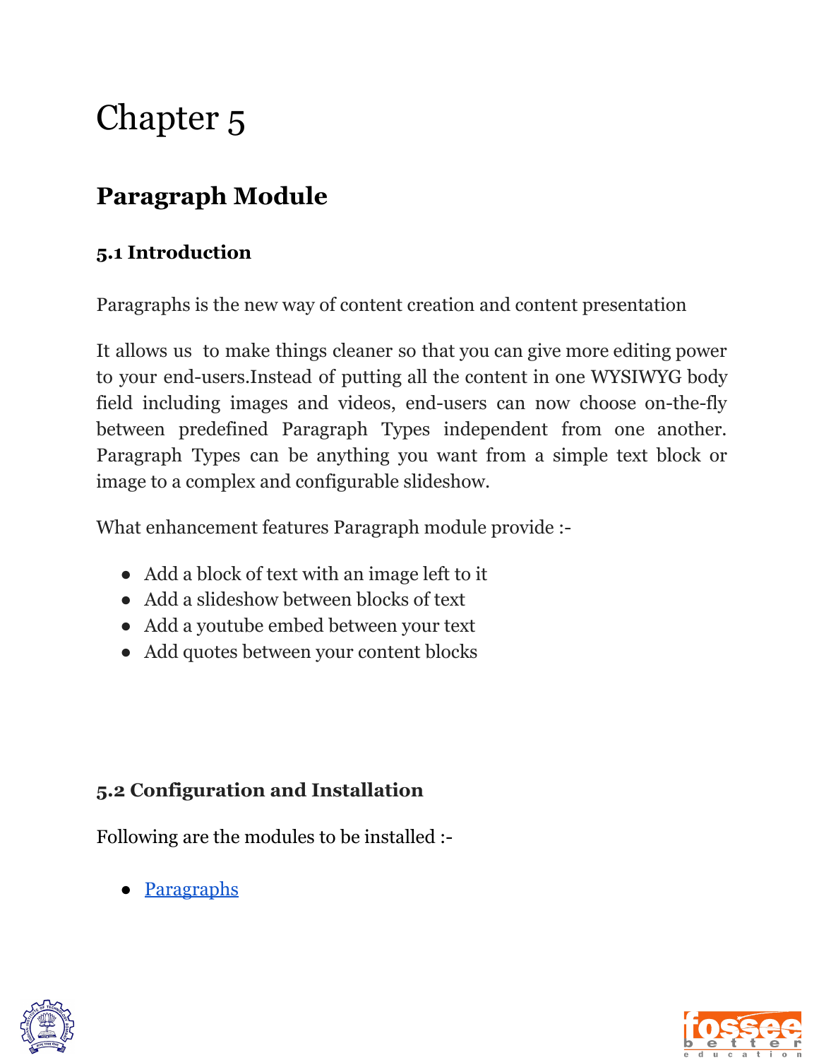# Chapter 5

## Paragraph Module

### 5.1 Introduction

Paragraphs is the new way of content creation and content presentation

It allows us  to make things cleaner so that you can give more editing power to your end-users.Instead of putting all the content in one WYSIWYG body field including images and videos, end-users can now choose on-the-fly between predefined Paragraph Types independent from one another. Paragraph Types can be anything you want from a simple text block or image to a complex and configurable slideshow.

What enhancement features Paragraph module provide :-

- Add a block of text with an image left to it
- Add a slideshow between blocks of text
- Add a youtube embed between your text
- Add quotes between your content blocks

### 5.2 Configuration and Installation

Following are the modules to be installed :-

- Paragraphs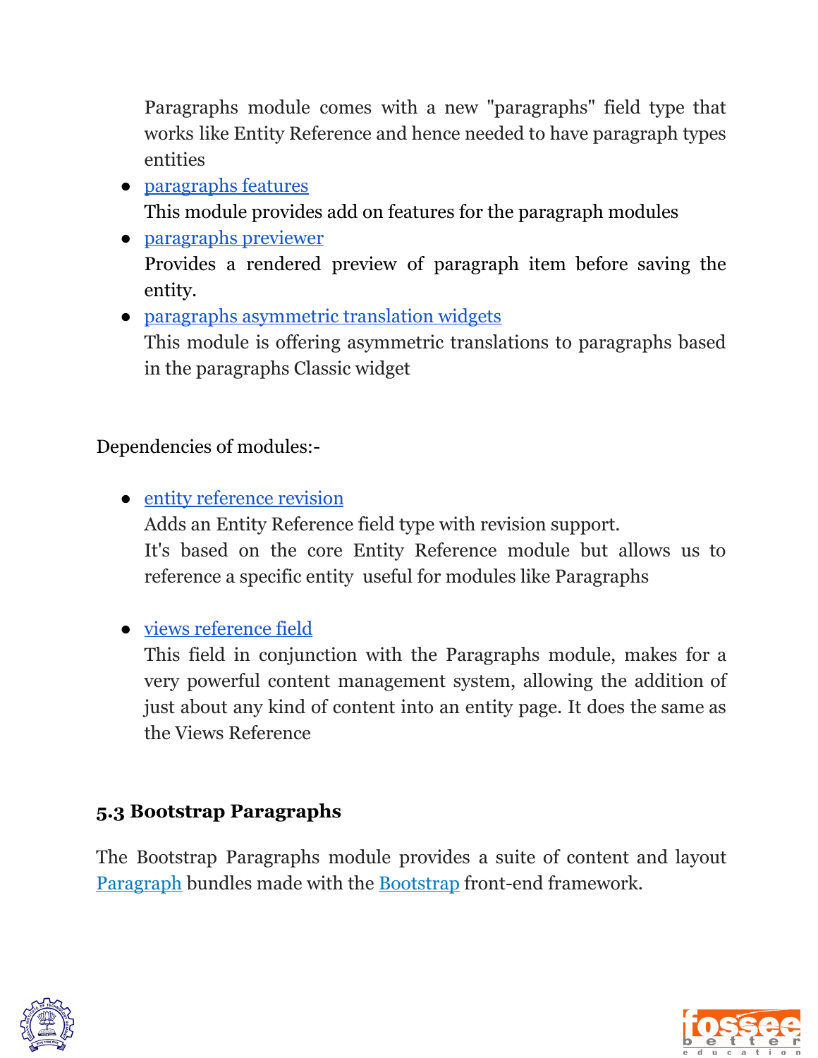Paragraphs module comes with a new "paragraphs" field type that works like Entity Reference and hence needed to have paragraph types entities

- paragraphs features
  This module provides add on features for the paragraph modules
- paragraphs previewer
  Provides a rendered preview of paragraph item before saving the entity.
- paragraphs asymmetric translation widgets
  This module is offering asymmetric translations to paragraphs based in the paragraphs Classic widget

Dependencies of modules:-

- entity reference revision
  Adds an Entity Reference field type with revision support.
  It's based on the core Entity Reference module but allows us to reference a specific entity useful for modules like Paragraphs

- views reference field
  This field in conjunction with the Paragraphs module, makes for a very powerful content management system, allowing the addition of just about any kind of content into an entity page. It does the same as the Views Reference

### 5.3 Bootstrap Paragraphs

The Bootstrap Paragraphs module provides a suite of content and layout Paragraph bundles made with the Bootstrap front-end framework.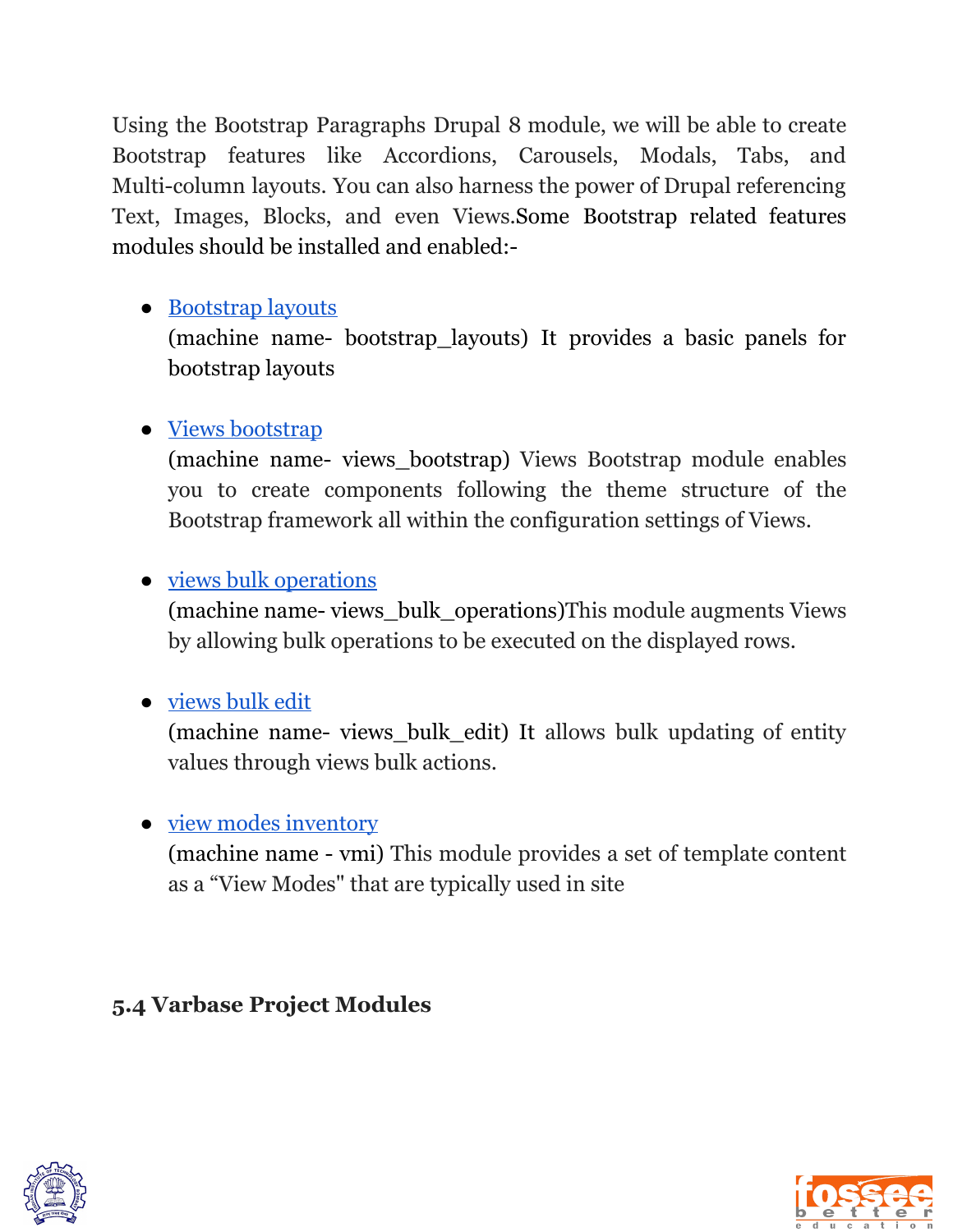Using the Bootstrap Paragraphs Drupal 8 module, we will be able to create Bootstrap features like Accordions, Carousels, Modals, Tabs, and Multi-column layouts. You can also harness the power of Drupal referencing Text, Images, Blocks, and even Views.Some Bootstrap related features modules should be installed and enabled:-

- Bootstrap layouts
  (machine name- bootstrap_layouts) It provides a basic panels for bootstrap layouts

- Views bootstrap
  (machine name- views_bootstrap) Views Bootstrap module enables you to create components following the theme structure of the Bootstrap framework all within the configuration settings of Views.

- views bulk operations
  (machine name- views_bulk_operations)This module augments Views by allowing bulk operations to be executed on the displayed rows.

- views bulk edit
  (machine name- views_bulk_edit) It allows bulk updating of entity values through views bulk actions.

- view modes inventory
  (machine name - vmi) This module provides a set of template content as a “View Modes" that are typically used in site

### 5.4 Varbase Project Modules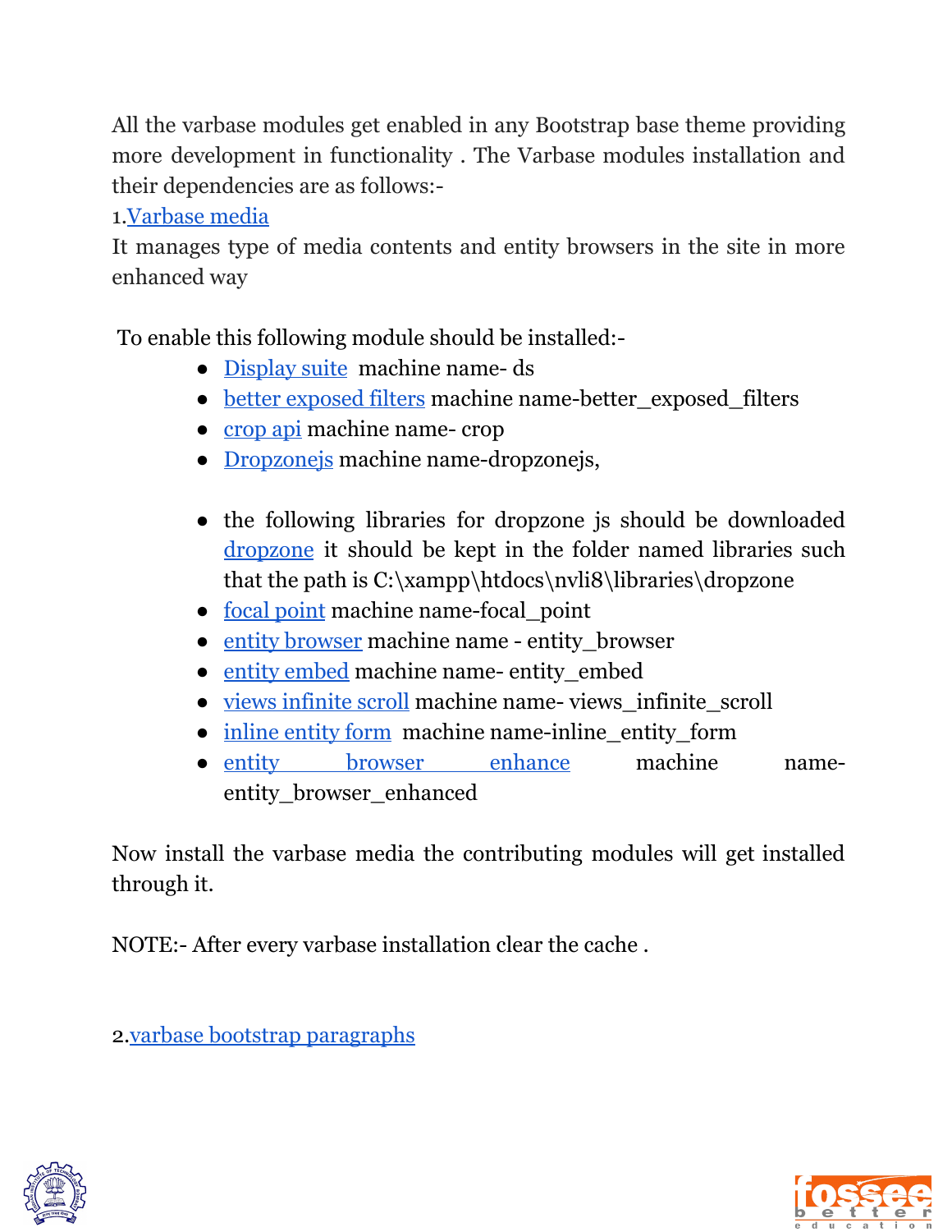All the varbase modules get enabled in any Bootstrap base theme providing more development in functionality . The Varbase modules installation and their dependencies are as follows:-

1.[Varbase media]

It manages type of media contents and entity browsers in the site in more enhanced way

To enable this following module should be installed:-

- [Display suite] machine name- ds
- [better exposed filters] machine name-better_exposed_filters
- [crop api] machine name- crop
- [Dropzonejs] machine name-dropzonejs,

- the following libraries for dropzone js should be downloaded [dropzone] it should be kept in the folder named libraries such that the path is C:\xampp\htdocs\nvli8\libraries\dropzone
- [focal point] machine name-focal_point
- [entity browser] machine name - entity_browser
- [entity embed] machine name- entity_embed
- [views infinite scroll] machine name- views_infinite_scroll
- [inline entity form] machine name-inline_entity_form
- [entity browser enhance] machine name-entity_browser_enhanced

Now install the varbase media the contributing modules will get installed through it.

NOTE:- After every varbase installation clear the cache .

2.[varbase bootstrap paragraphs]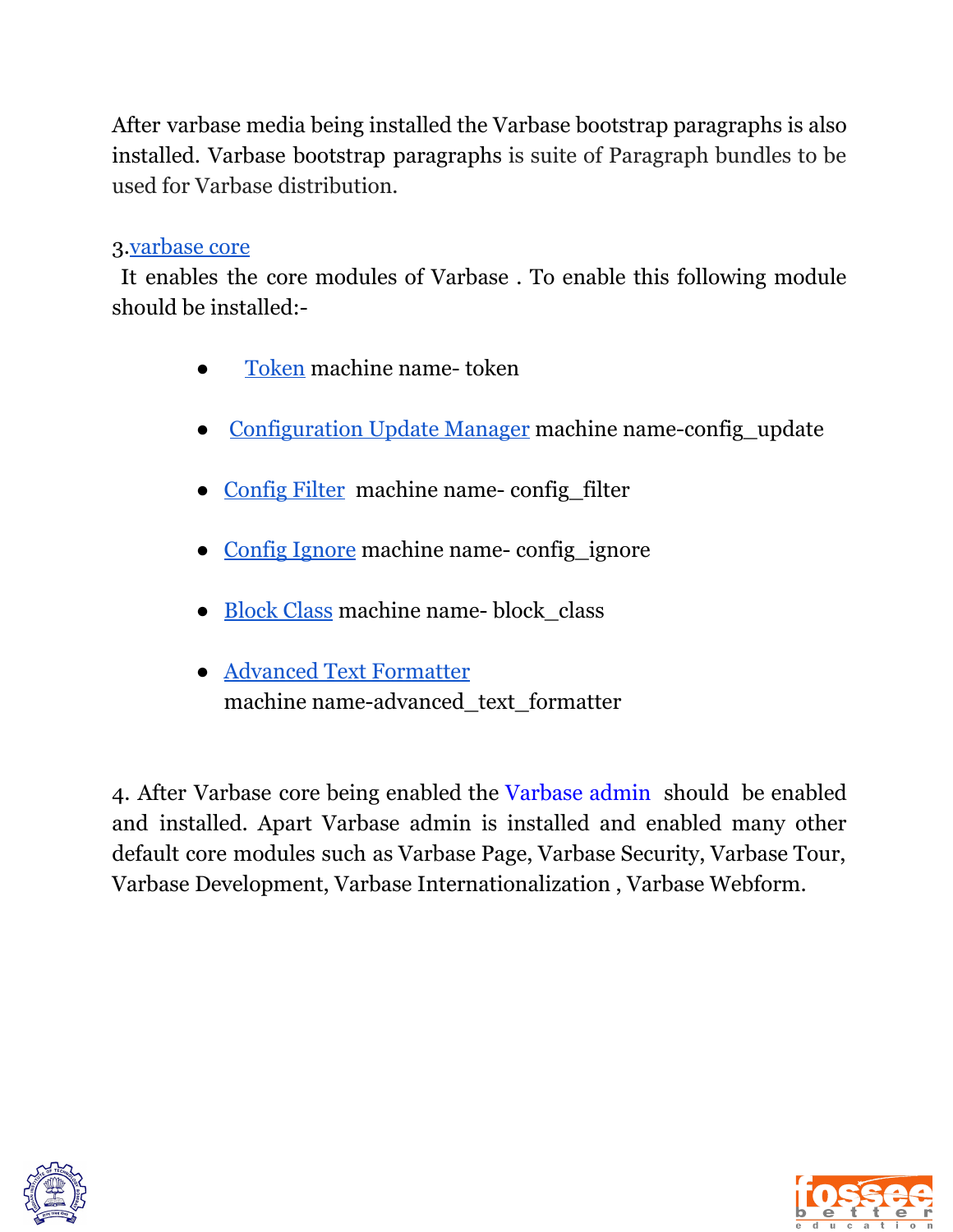After varbase media being installed the Varbase bootstrap paragraphs is also installed. Varbase bootstrap paragraphs is suite of Paragraph bundles to be used for Varbase distribution.

3.varbase core

It enables the core modules of Varbase . To enable this following module should be installed:-

- Token machine name- token
- Configuration Update Manager machine name-config_update
- Config Filter machine name- config_filter
- Config Ignore machine name- config_ignore
- Block Class machine name- block_class
- Advanced Text Formatter
  machine name-advanced_text_formatter

4. After Varbase core being enabled the Varbase admin should be enabled and installed. Apart Varbase admin is installed and enabled many other default core modules such as Varbase Page, Varbase Security, Varbase Tour, Varbase Development, Varbase Internationalization , Varbase Webform.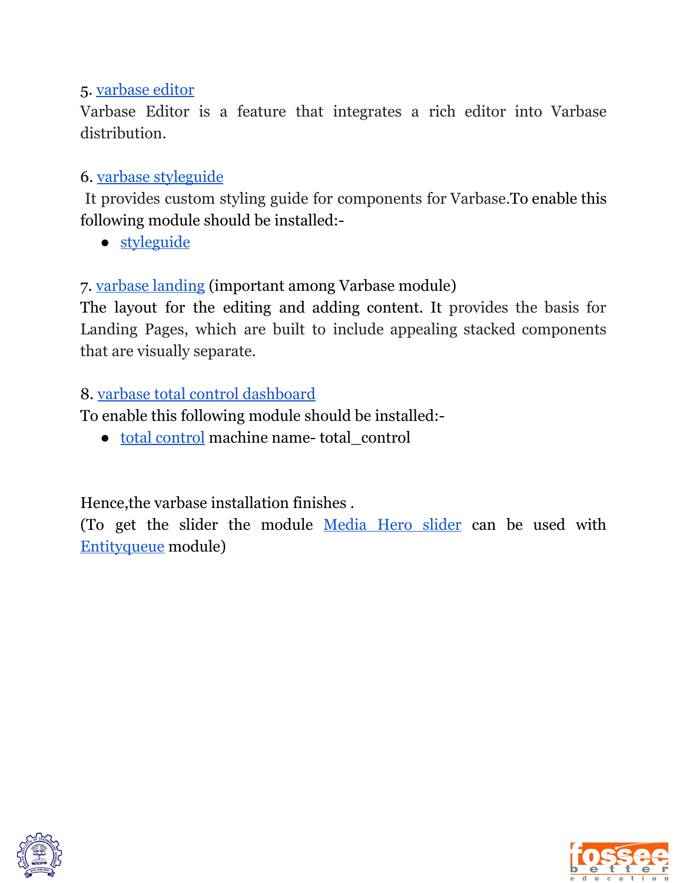5. varbase editor
Varbase Editor is a feature that integrates a rich editor into Varbase distribution.

6. varbase styleguide
It provides custom styling guide for components for Varbase.To enable this following module should be installed:-

- styleguide

7. varbase landing (important among Varbase module)
The layout for the editing and adding content. It provides the basis for Landing Pages, which are built to include appealing stacked components that are visually separate.

8. varbase total control dashboard
To enable this following module should be installed:-

- total control machine name- total_control

Hence,the varbase installation finishes .
(To get the slider the module Media Hero slider can be used with Entityqueue module)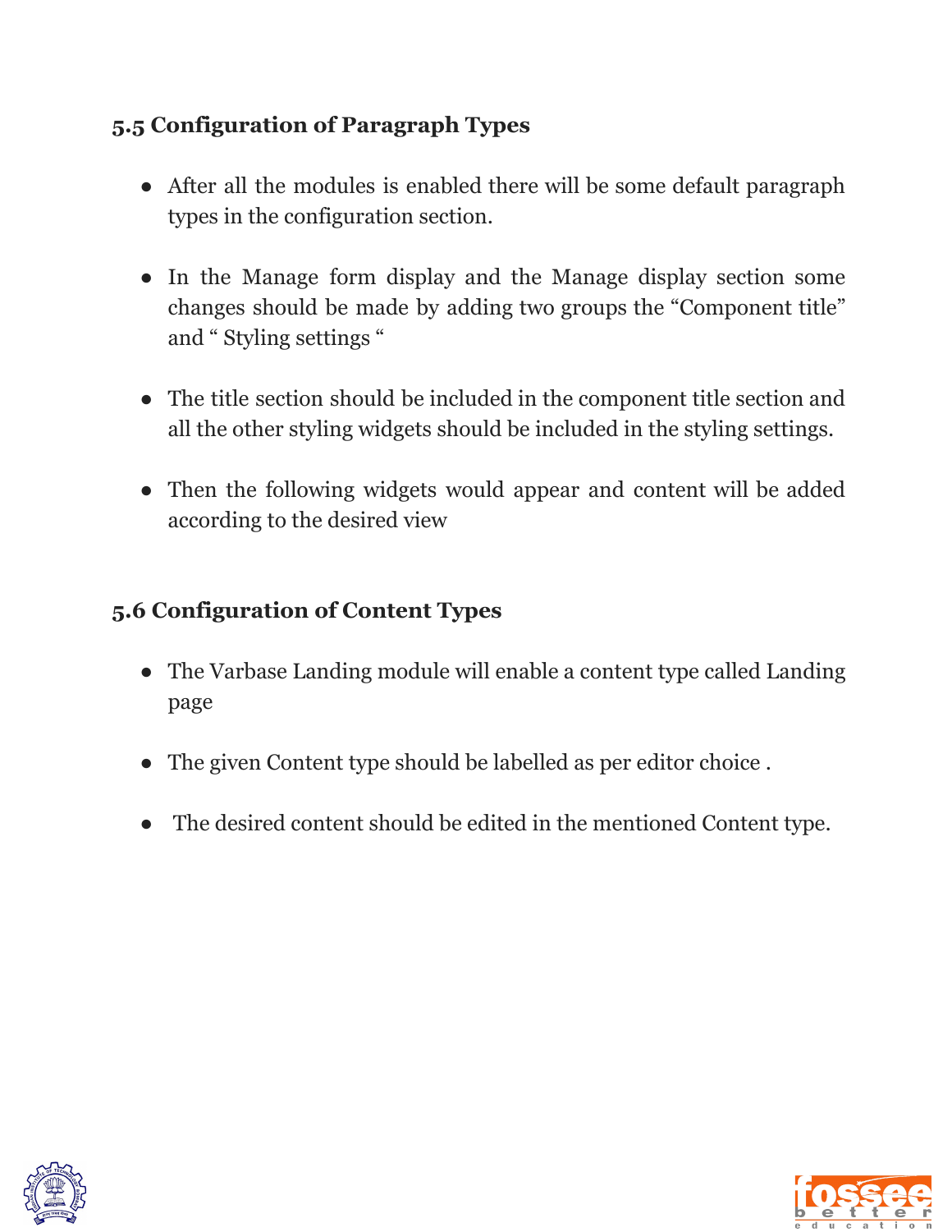### 5.5 Configuration of Paragraph Types

- After all the modules is enabled there will be some default paragraph types in the configuration section.
- In the Manage form display and the Manage display section some changes should be made by adding two groups the “Component title” and “ Styling settings “
- The title section should be included in the component title section and all the other styling widgets should be included in the styling settings.
- Then the following widgets would appear and content will be added according to the desired view

### 5.6 Configuration of Content Types

- The Varbase Landing module will enable a content type called Landing page
- The given Content type should be labelled as per editor choice .
- The desired content should be edited in the mentioned Content type.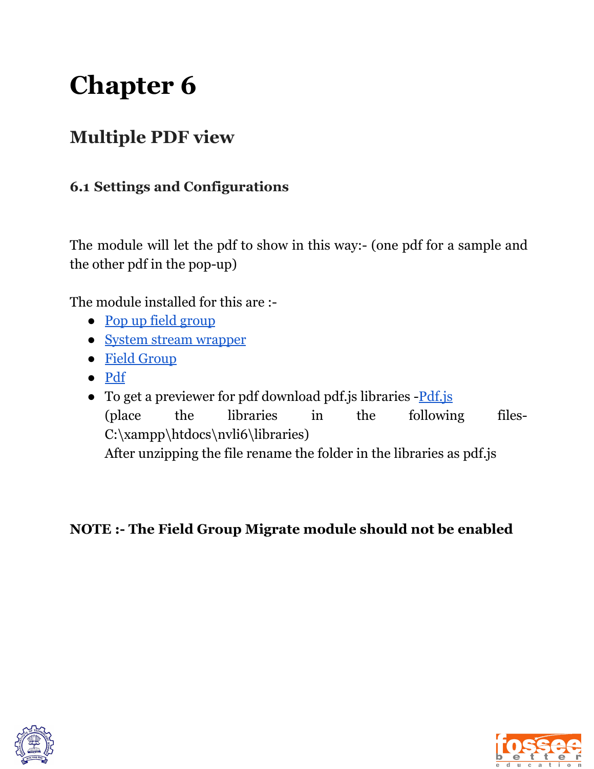# Chapter 6

## Multiple PDF view

### 6.1 Settings and Configurations

The module will let the pdf to show in this way:- (one pdf for a sample and the other pdf in the pop-up)

The module installed for this are :-

- Pop up field group
- System stream wrapper
- Field Group
- Pdf
- To get a previewer for pdf download pdf.js libraries -Pdf.js (place the libraries in the following files- C:\xampp\htdocs\nvli6\libraries)
  After unzipping the file rename the folder in the libraries as pdf.js

**NOTE :- The Field Group Migrate module should not be enabled**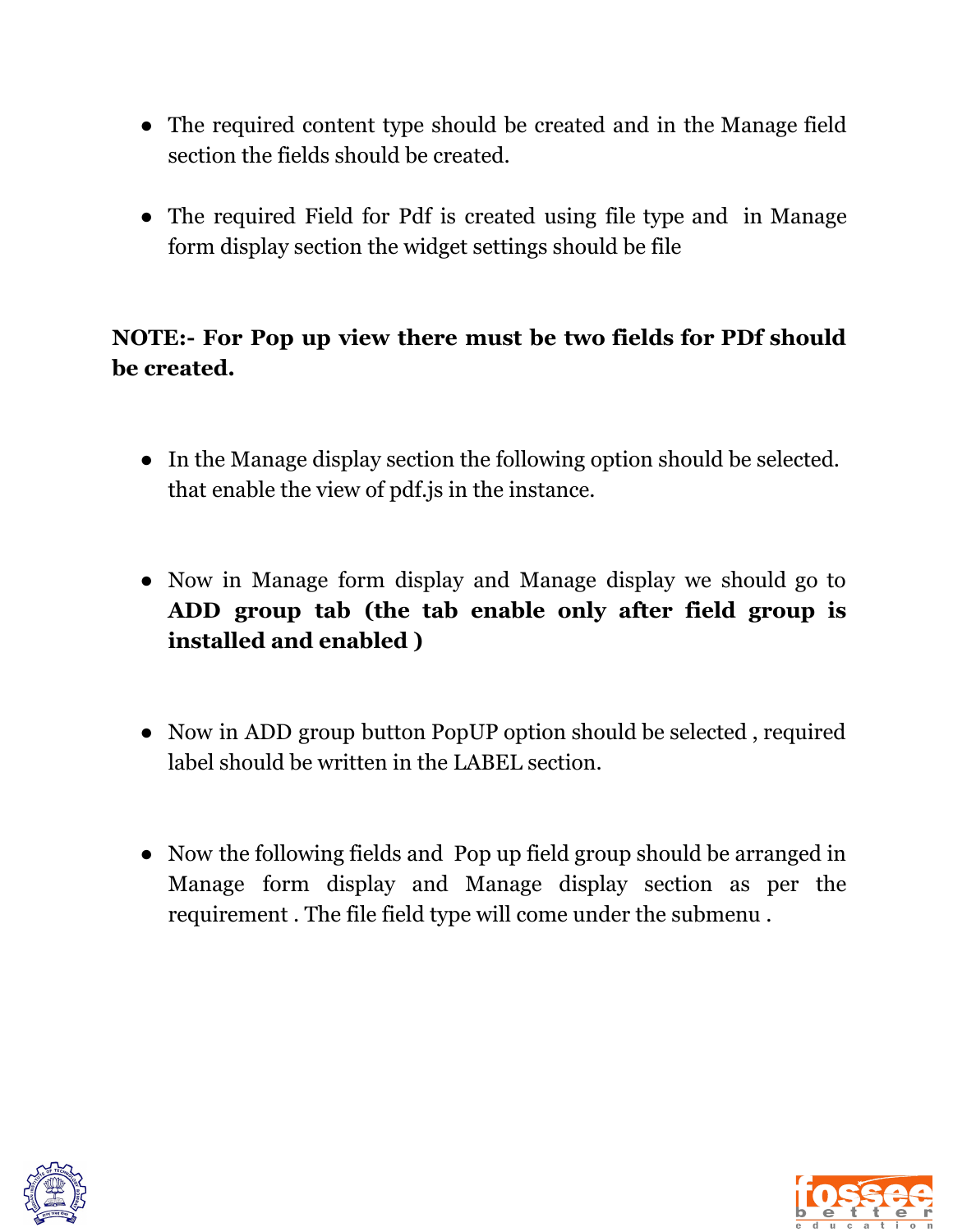- The required content type should be created and in the Manage field section the fields should be created.

- The required Field for Pdf is created using file type and in Manage form display section the widget settings should be file

**NOTE:- For Pop up view there must be two fields for PDf should be created.**

- In the Manage display section the following option should be selected. that enable the view of pdf.js in the instance.

- Now in Manage form display and Manage display we should go to **ADD group tab (the tab enable only after field group is installed and enabled )**

- Now in ADD group button PopUP option should be selected , required label should be written in the LABEL section.

- Now the following fields and Pop up field group should be arranged in Manage form display and Manage display section as per the requirement . The file field type will come under the submenu .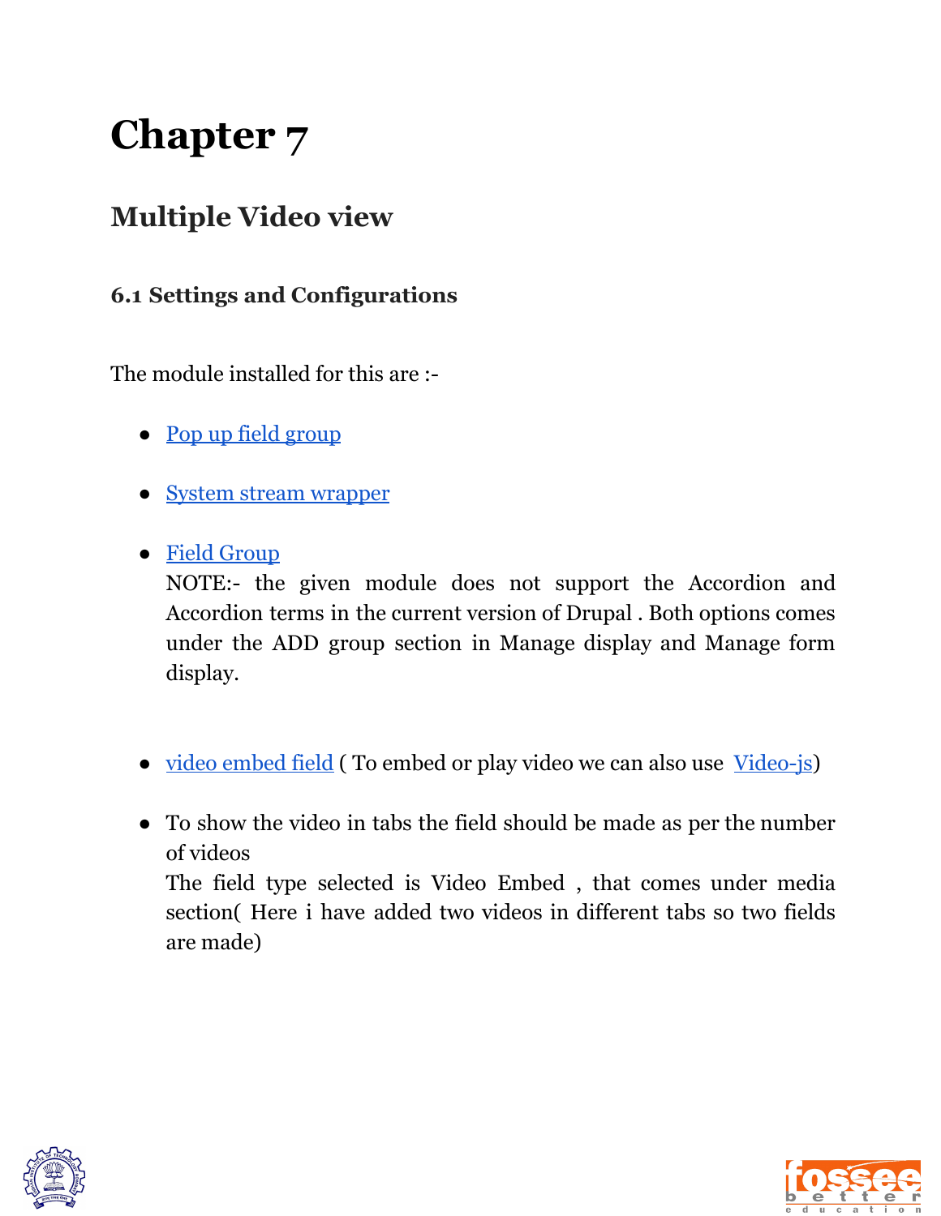# Chapter 7

## Multiple Video view

### 6.1 Settings and Configurations

The module installed for this are :-

- Pop up field group
- System stream wrapper
- Field Group
  NOTE:- the given module does not support the Accordion and Accordion terms in the current version of Drupal . Both options comes under the ADD group section in Manage display and Manage form display.

- video embed field ( To embed or play video we can also use Video-js)
- To show the video in tabs the field should be made as per the number of videos
  The field type selected is Video Embed , that comes under media section( Here i have added two videos in different tabs so two fields are made)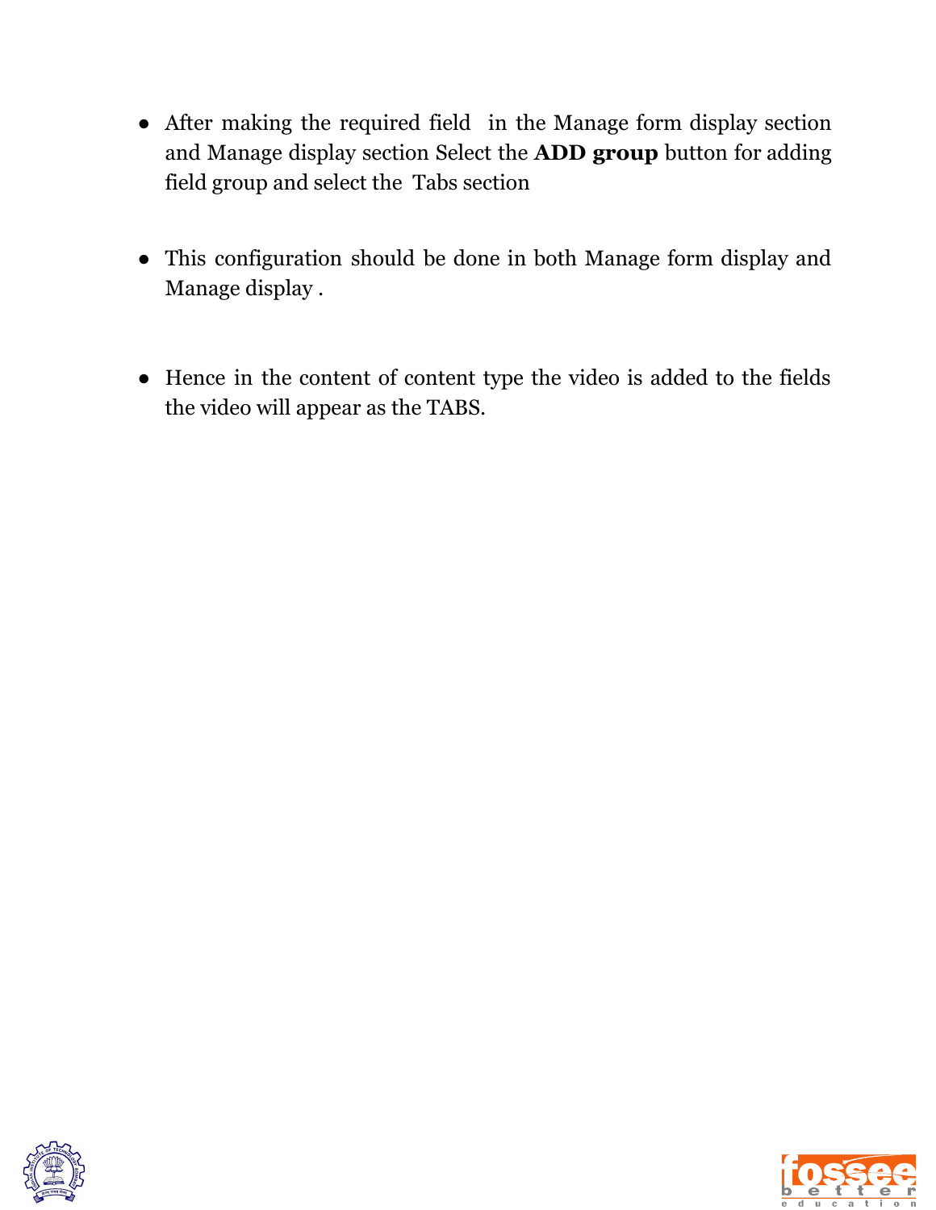- After making the required field in the Manage form display section and Manage display section Select the **ADD group** button for adding field group and select the Tabs section

- This configuration should be done in both Manage form display and Manage display .

- Hence in the content of content type the video is added to the fields the video will appear as the TABS.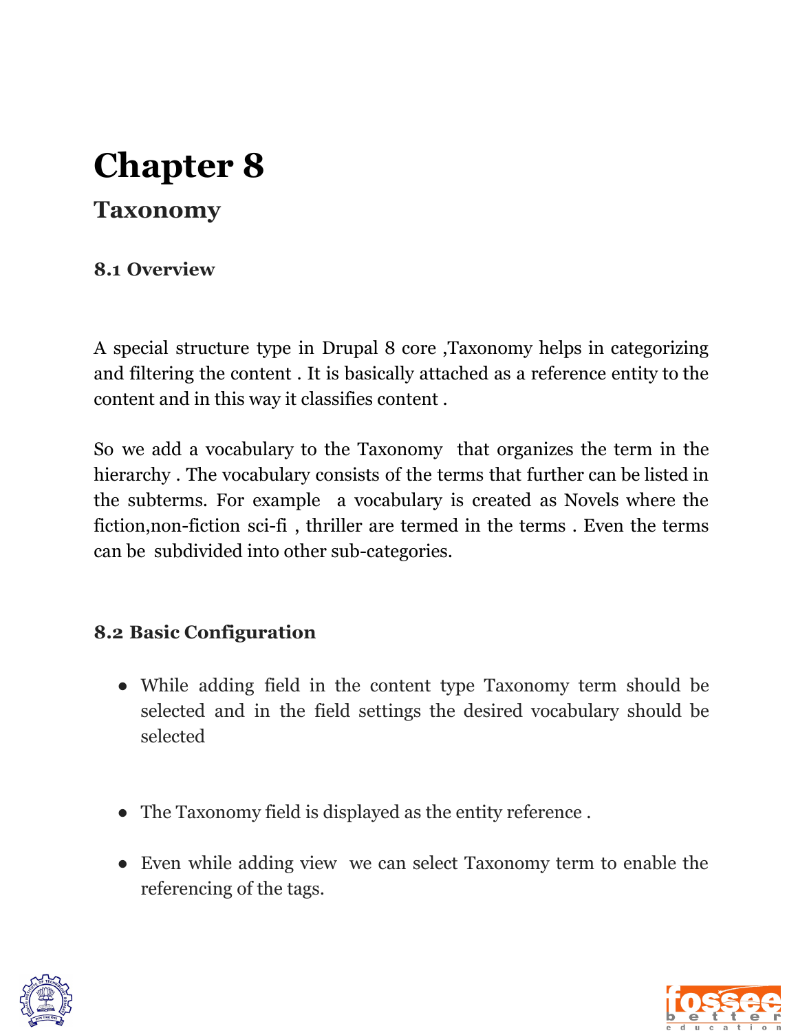# Chapter 8

## Taxonomy

### 8.1 Overview

A special structure type in Drupal 8 core ,Taxonomy helps in categorizing and filtering the content . It is basically attached as a reference entity to the content and in this way it classifies content .

So we add a vocabulary to the Taxonomy that organizes the term in the hierarchy . The vocabulary consists of the terms that further can be listed in the subterms. For example a vocabulary is created as Novels where the fiction,non-fiction sci-fi , thriller are termed in the terms . Even the terms can be subdivided into other sub-categories.

### 8.2 Basic Configuration

- While adding field in the content type Taxonomy term should be selected and in the field settings the desired vocabulary should be selected

- The Taxonomy field is displayed as the entity reference .

- Even while adding view we can select Taxonomy term to enable the referencing of the tags.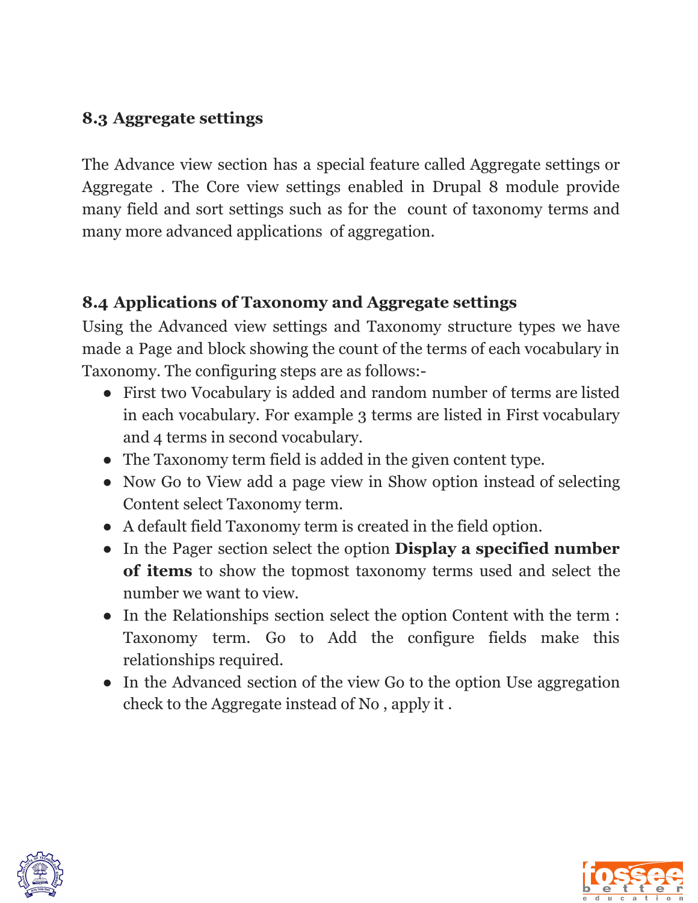### 8.3 Aggregate settings

The Advance view section has a special feature called Aggregate settings or Aggregate . The Core view settings enabled in Drupal 8 module provide many field and sort settings such as for the count of taxonomy terms and many more advanced applications of aggregation.

### 8.4 Applications of Taxonomy and Aggregate settings

Using the Advanced view settings and Taxonomy structure types we have made a Page and block showing the count of the terms of each vocabulary in Taxonomy. The configuring steps are as follows:-

- First two Vocabulary is added and random number of terms are listed in each vocabulary. For example 3 terms are listed in First vocabulary and 4 terms in second vocabulary.
- The Taxonomy term field is added in the given content type.
- Now Go to View add a page view in Show option instead of selecting Content select Taxonomy term.
- A default field Taxonomy term is created in the field option.
- In the Pager section select the option **Display a specified number of items** to show the topmost taxonomy terms used and select the number we want to view.
- In the Relationships section select the option Content with the term : Taxonomy term. Go to Add the configure fields make this relationships required.
- In the Advanced section of the view Go to the option Use aggregation check to the Aggregate instead of No , apply it .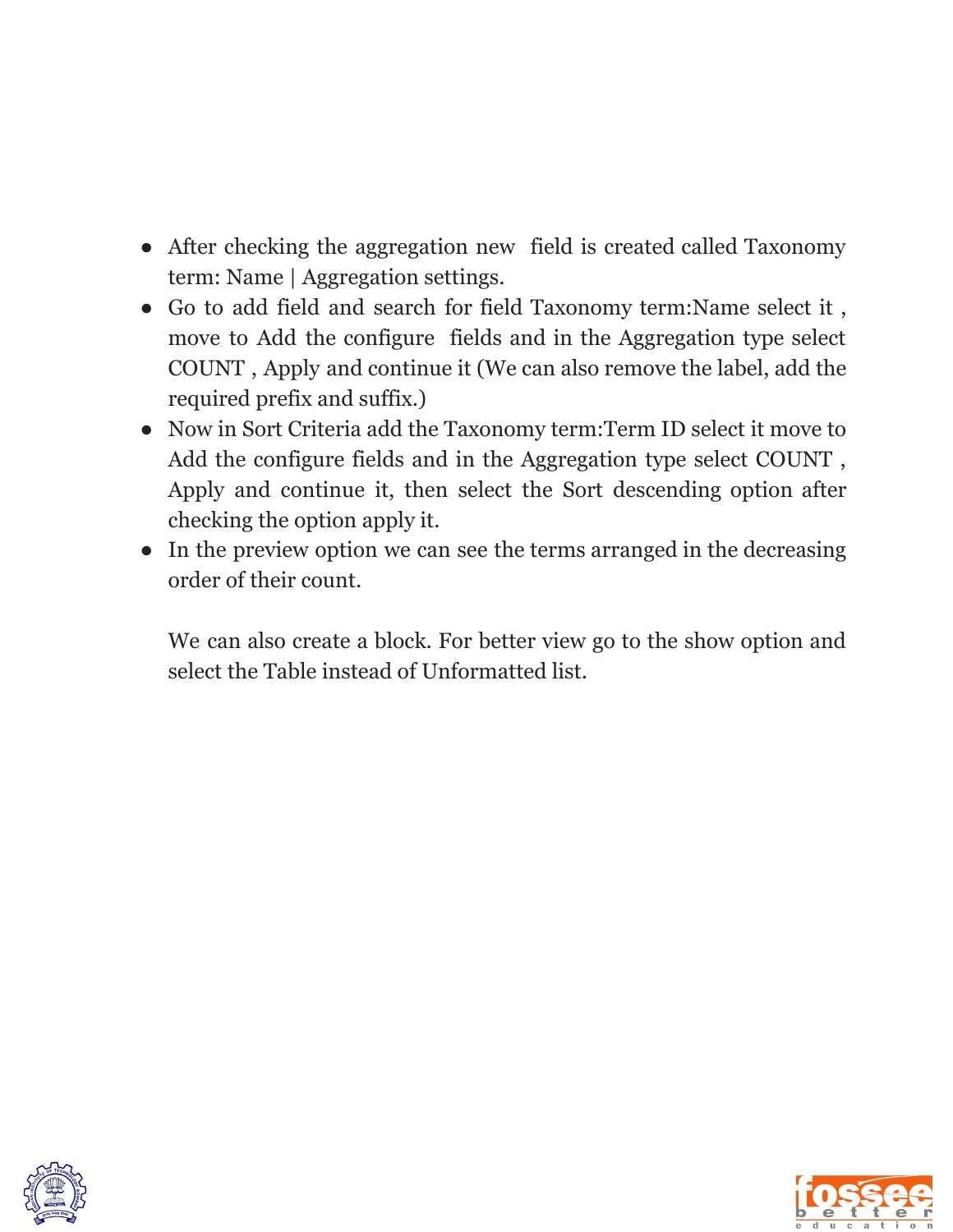- After checking the aggregation new field is created called Taxonomy term: Name | Aggregation settings.
- Go to add field and search for field Taxonomy term:Name select it , move to Add the configure fields and in the Aggregation type select COUNT , Apply and continue it (We can also remove the label, add the required prefix and suffix.)
- Now in Sort Criteria add the Taxonomy term:Term ID select it move to Add the configure fields and in the Aggregation type select COUNT , Apply and continue it, then select the Sort descending option after checking the option apply it.
- In the preview option we can see the terms arranged in the decreasing order of their count.

  We can also create a block. For better view go to the show option and select the Table instead of Unformatted list.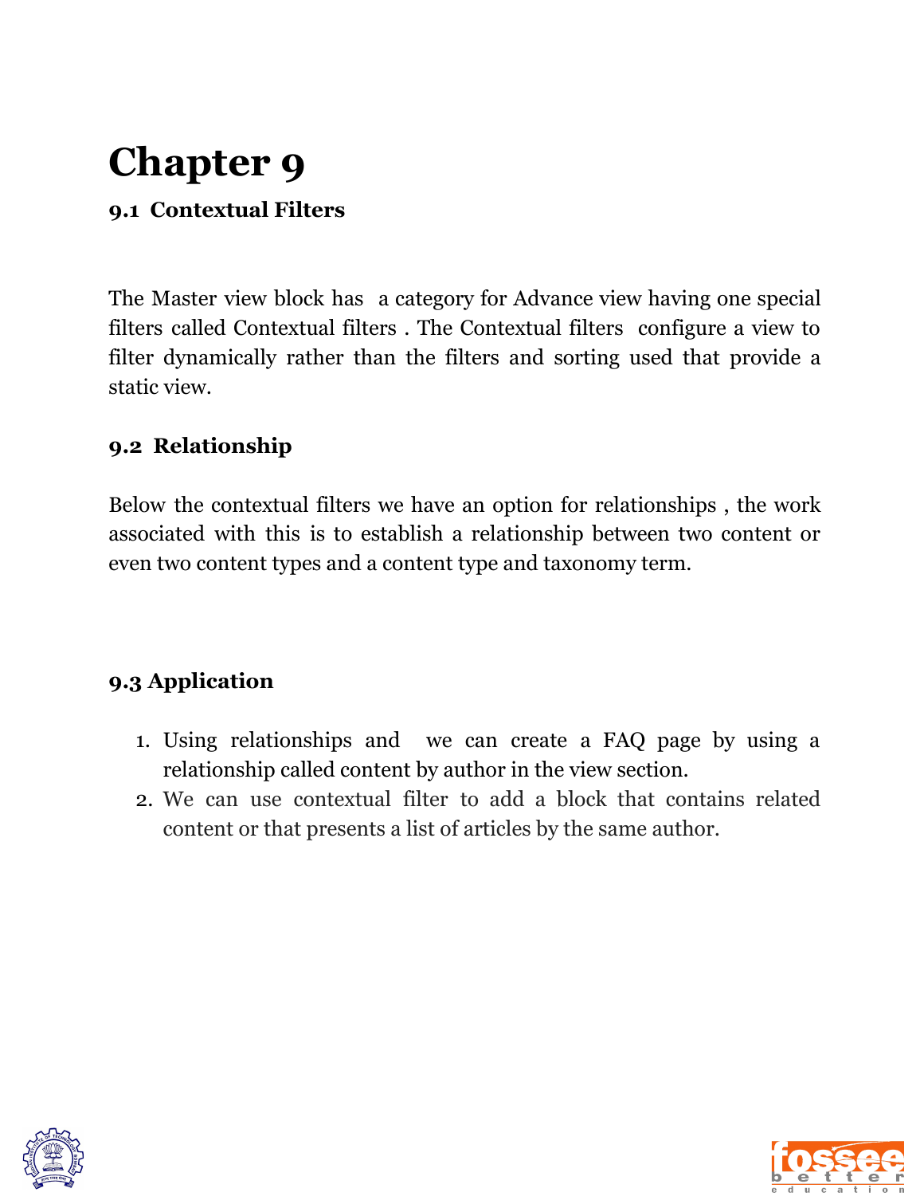# Chapter 9

## 9.1 Contextual Filters

The Master view block has  a category for Advance view having one special filters called Contextual filters . The Contextual filters  configure a view to filter dynamically rather than the filters and sorting used that provide a static view.

## 9.2 Relationship

Below the contextual filters we have an option for relationships , the work associated with this is to establish a relationship between two content or even two content types and a content type and taxonomy term.

## 9.3 Application

1. Using relationships and  we can create a FAQ page by using a relationship called content by author in the view section.
2. We can use contextual filter to add a block that contains related content or that presents a list of articles by the same author.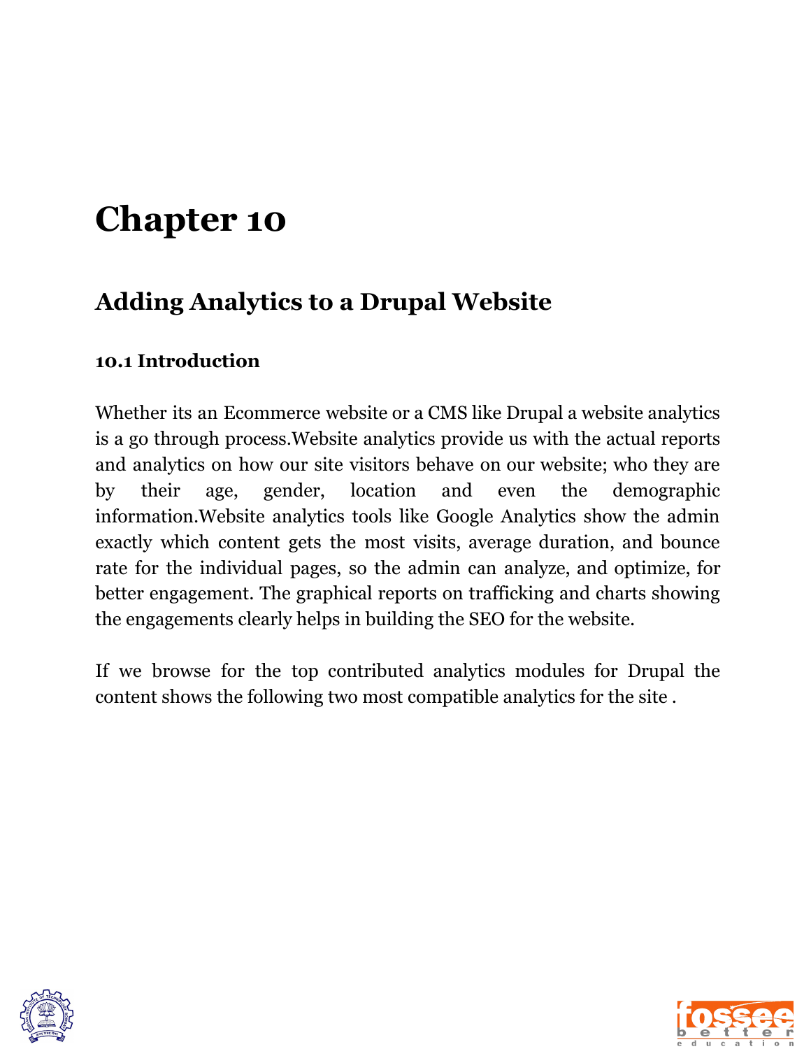# Chapter 10

## Adding Analytics to a Drupal Website

### 10.1 Introduction

Whether its an Ecommerce website or a CMS like Drupal a website analytics is a go through process.Website analytics provide us with the actual reports and analytics on how our site visitors behave on our website; who they are by their age, gender, location and even the demographic information.Website analytics tools like Google Analytics show the admin exactly which content gets the most visits, average duration, and bounce rate for the individual pages, so the admin can analyze, and optimize, for better engagement. The graphical reports on trafficking and charts showing the engagements clearly helps in building the SEO for the website.

If we browse for the top contributed analytics modules for Drupal the content shows the following two most compatible analytics for the site .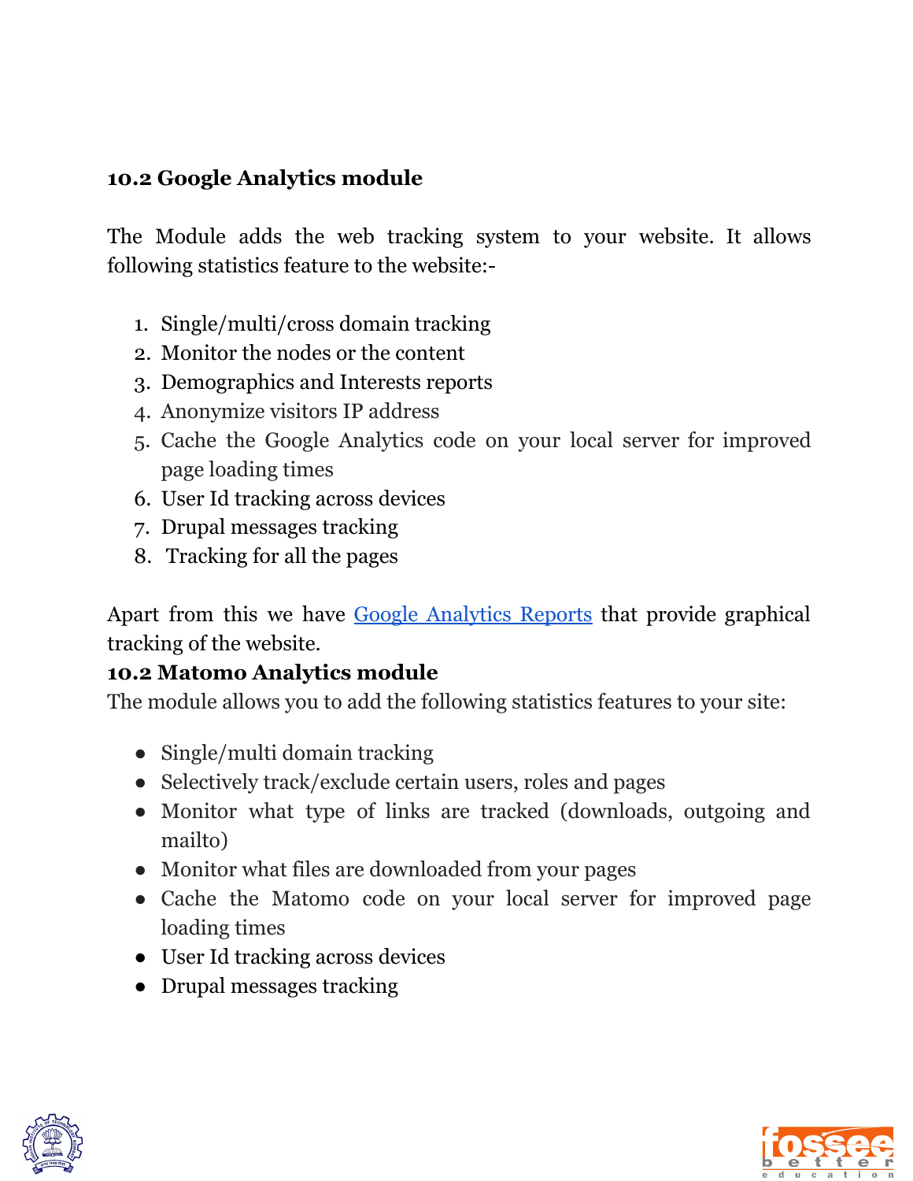**10.2 Google Analytics module**

The Module adds the web tracking system to your website. It allows following statistics feature to the website:-

1. Single/multi/cross domain tracking
2. Monitor the nodes or the content
3. Demographics and Interests reports
4. Anonymize visitors IP address
5. Cache the Google Analytics code on your local server for improved page loading times
6. User Id tracking across devices
7. Drupal messages tracking
8. Tracking for all the pages

Apart from this we have Google Analytics Reports that provide graphical tracking of the website.

**10.2 Matomo Analytics module**

The module allows you to add the following statistics features to your site:

- Single/multi domain tracking
- Selectively track/exclude certain users, roles and pages
- Monitor what type of links are tracked (downloads, outgoing and mailto)
- Monitor what files are downloaded from your pages
- Cache the Matomo code on your local server for improved page loading times
- User Id tracking across devices
- Drupal messages tracking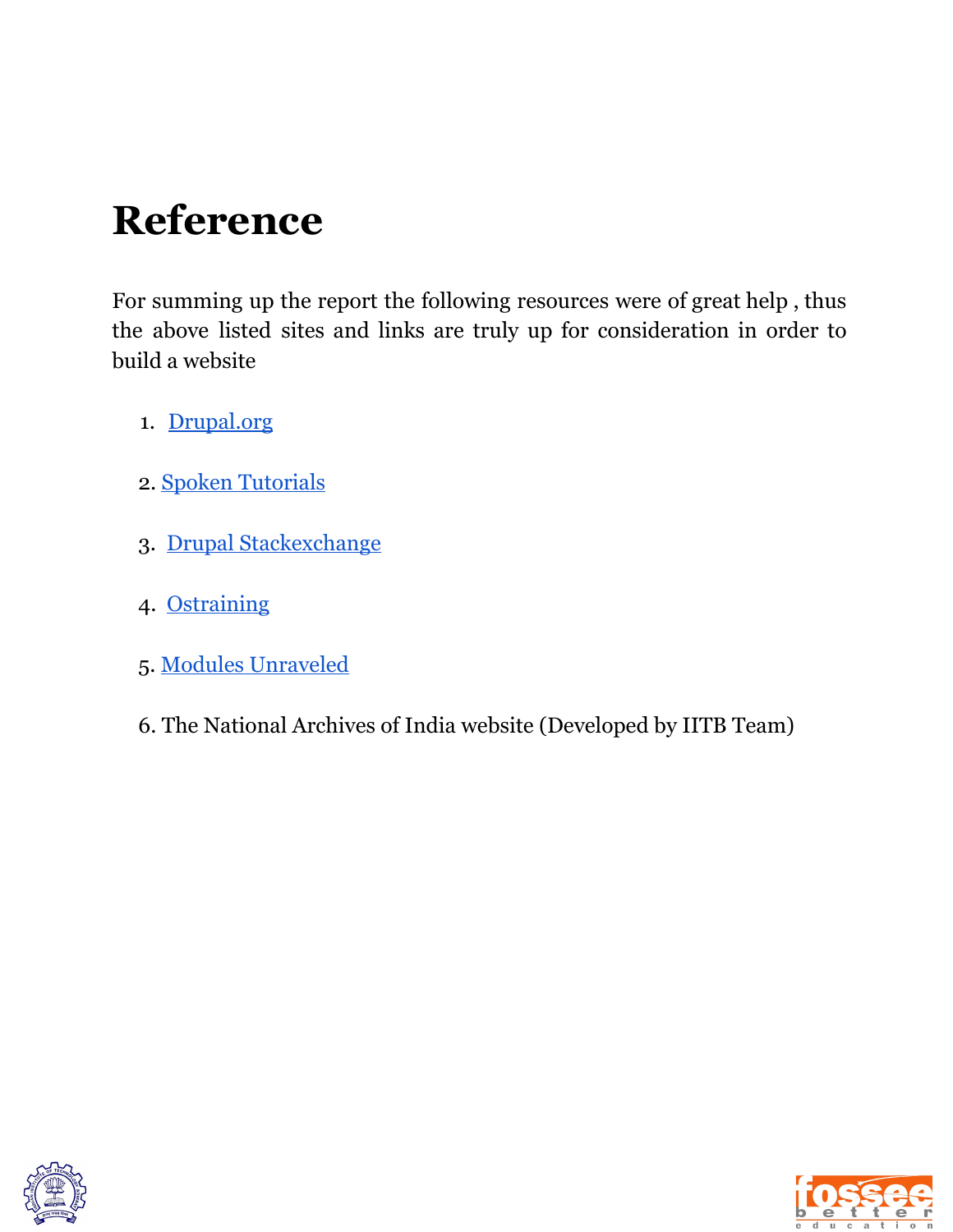# Reference

For summing up the report the following resources were of great help , thus the above listed sites and links are truly up for consideration in order to build a website

1. Drupal.org
2. Spoken Tutorials
3. Drupal Stackexchange
4. Ostraining
5. Modules Unraveled
6. The National Archives of India website (Developed by IITB Team)